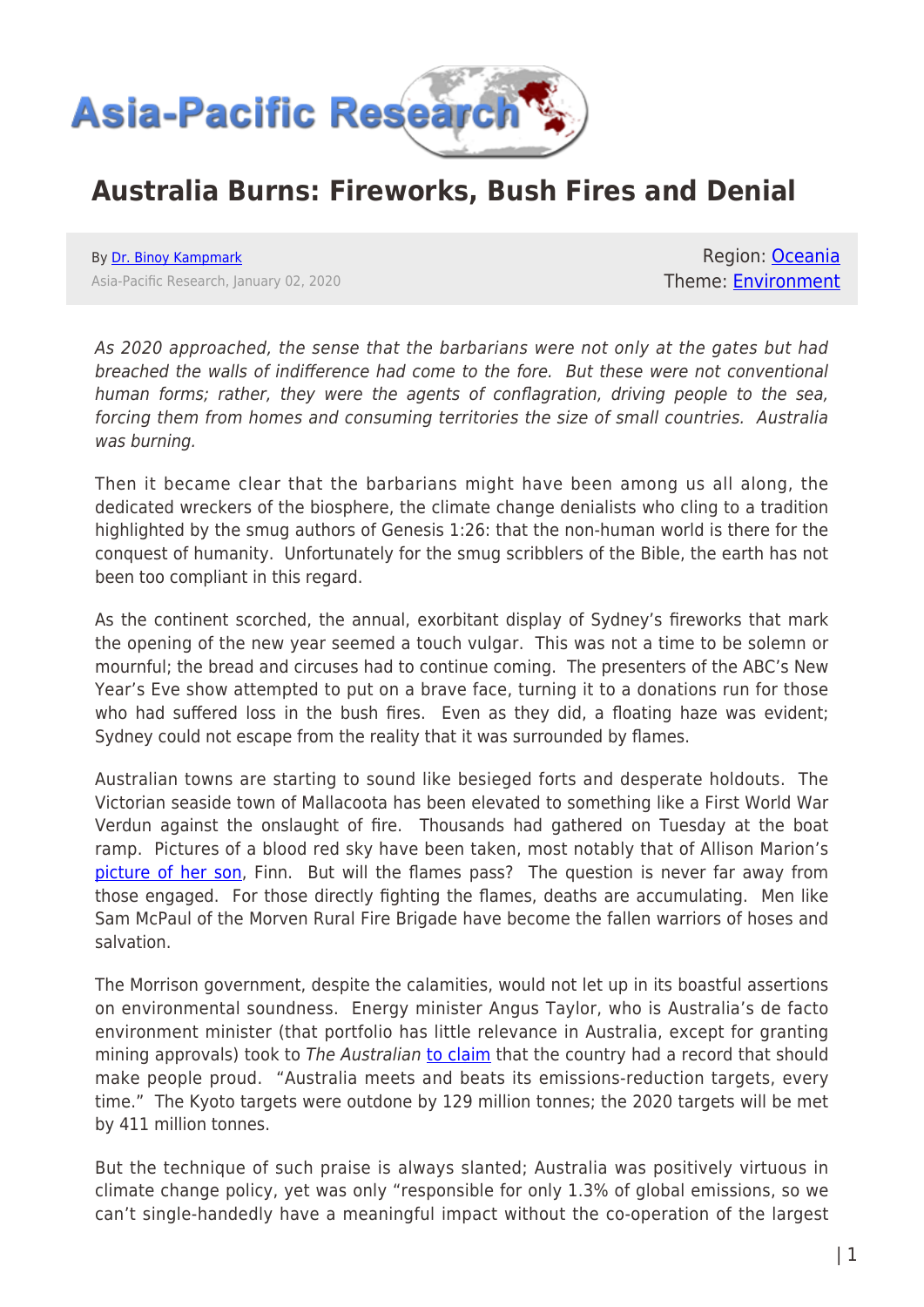# Australia Burns: Fireworks, Bush Fires and Denial

By Dr. Binoy Kampmark
Asia-Pacific Research, January 02, 2020

Region: Oceania
Theme: Environment

*As 2020 approached, the sense that the barbarians were not only at the gates but had breached the walls of indifference had come to the fore. But these were not conventional human forms; rather, they were the agents of conflagration, driving people to the sea, forcing them from homes and consuming territories the size of small countries. Australia was burning.*

Then it became clear that the barbarians might have been among us all along, the dedicated wreckers of the biosphere, the climate change denialists who cling to a tradition highlighted by the smug authors of Genesis 1:26: that the non-human world is there for the conquest of humanity. Unfortunately for the smug scribblers of the Bible, the earth has not been too compliant in this regard.

As the continent scorched, the annual, exorbitant display of Sydney's fireworks that mark the opening of the new year seemed a touch vulgar. This was not a time to be solemn or mournful; the bread and circuses had to continue coming. The presenters of the ABC's New Year's Eve show attempted to put on a brave face, turning it to a donations run for those who had suffered loss in the bush fires. Even as they did, a floating haze was evident; Sydney could not escape from the reality that it was surrounded by flames.

Australian towns are starting to sound like besieged forts and desperate holdouts. The Victorian seaside town of Mallacoota has been elevated to something like a First World War Verdun against the onslaught of fire. Thousands had gathered on Tuesday at the boat ramp. Pictures of a blood red sky have been taken, most notably that of Allison Marion's picture of her son, Finn. But will the flames pass? The question is never far away from those engaged. For those directly fighting the flames, deaths are accumulating. Men like Sam McPaul of the Morven Rural Fire Brigade have become the fallen warriors of hoses and salvation.

The Morrison government, despite the calamities, would not let up in its boastful assertions on environmental soundness. Energy minister Angus Taylor, who is Australia's de facto environment minister (that portfolio has little relevance in Australia, except for granting mining approvals) took to *The Australian* to claim that the country had a record that should make people proud. "Australia meets and beats its emissions-reduction targets, every time." The Kyoto targets were outdone by 129 million tonnes; the 2020 targets will be met by 411 million tonnes.

But the technique of such praise is always slanted; Australia was positively virtuous in climate change policy, yet was only "responsible for only 1.3% of global emissions, so we can't single-handedly have a meaningful impact without the co-operation of the largest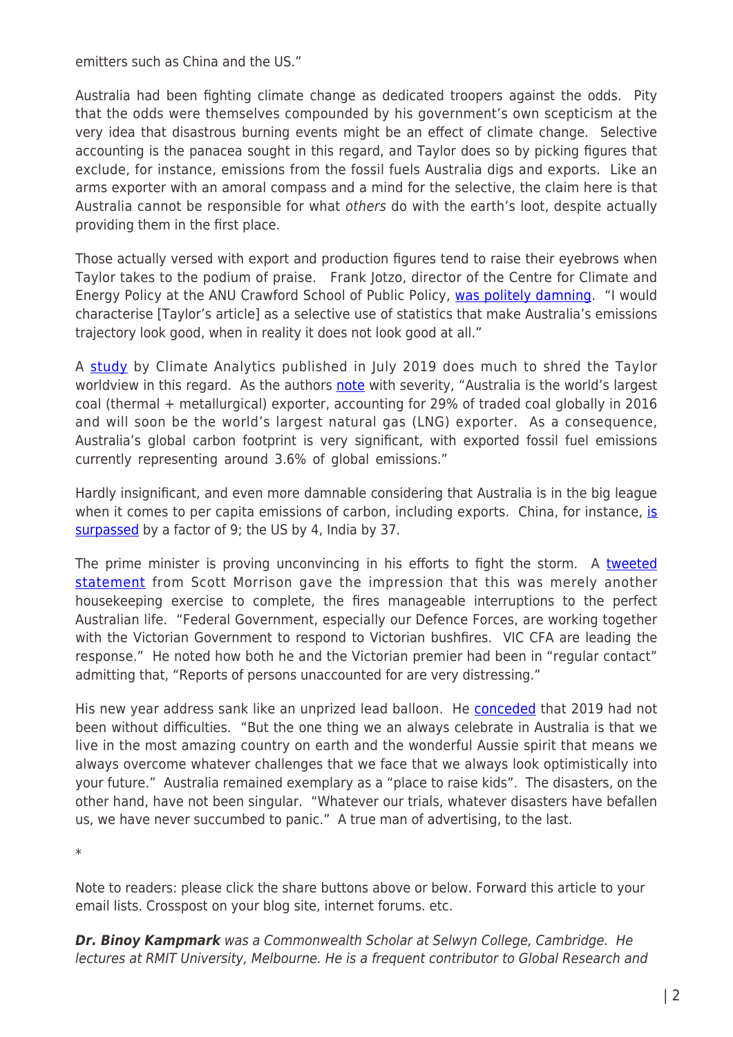emitters such as China and the US."

Australia had been fighting climate change as dedicated troopers against the odds. Pity that the odds were themselves compounded by his government's own scepticism at the very idea that disastrous burning events might be an effect of climate change. Selective accounting is the panacea sought in this regard, and Taylor does so by picking figures that exclude, for instance, emissions from the fossil fuels Australia digs and exports. Like an arms exporter with an amoral compass and a mind for the selective, the claim here is that Australia cannot be responsible for what *others* do with the earth's loot, despite actually providing them in the first place.

Those actually versed with export and production figures tend to raise their eyebrows when Taylor takes to the podium of praise. Frank Jotzo, director of the Centre for Climate and Energy Policy at the ANU Crawford School of Public Policy, was politely damning. "I would characterise [Taylor's article] as a selective use of statistics that make Australia's emissions trajectory look good, when in reality it does not look good at all."

A study by Climate Analytics published in July 2019 does much to shred the Taylor worldview in this regard. As the authors note with severity, "Australia is the world's largest coal (thermal + metallurgical) exporter, accounting for 29% of traded coal globally in 2016 and will soon be the world's largest natural gas (LNG) exporter. As a consequence, Australia's global carbon footprint is very significant, with exported fossil fuel emissions currently representing around 3.6% of global emissions."

Hardly insignificant, and even more damnable considering that Australia is in the big league when it comes to per capita emissions of carbon, including exports. China, for instance, is surpassed by a factor of 9; the US by 4, India by 37.

The prime minister is proving unconvincing in his efforts to fight the storm. A tweeted statement from Scott Morrison gave the impression that this was merely another housekeeping exercise to complete, the fires manageable interruptions to the perfect Australian life. "Federal Government, especially our Defence Forces, are working together with the Victorian Government to respond to Victorian bushfires. VIC CFA are leading the response." He noted how both he and the Victorian premier had been in "regular contact" admitting that, "Reports of persons unaccounted for are very distressing."

His new year address sank like an unprized lead balloon. He conceded that 2019 had not been without difficulties. "But the one thing we an always celebrate in Australia is that we live in the most amazing country on earth and the wonderful Aussie spirit that means we always overcome whatever challenges that we face that we always look optimistically into your future." Australia remained exemplary as a "place to raise kids". The disasters, on the other hand, have not been singular. "Whatever our trials, whatever disasters have befallen us, we have never succumbed to panic." A true man of advertising, to the last.

*

Note to readers: please click the share buttons above or below. Forward this article to your email lists. Crosspost on your blog site, internet forums. etc.

***Dr. Binoy Kampmark*** *was a Commonwealth Scholar at Selwyn College, Cambridge. He lectures at RMIT University, Melbourne. He is a frequent contributor to Global Research and*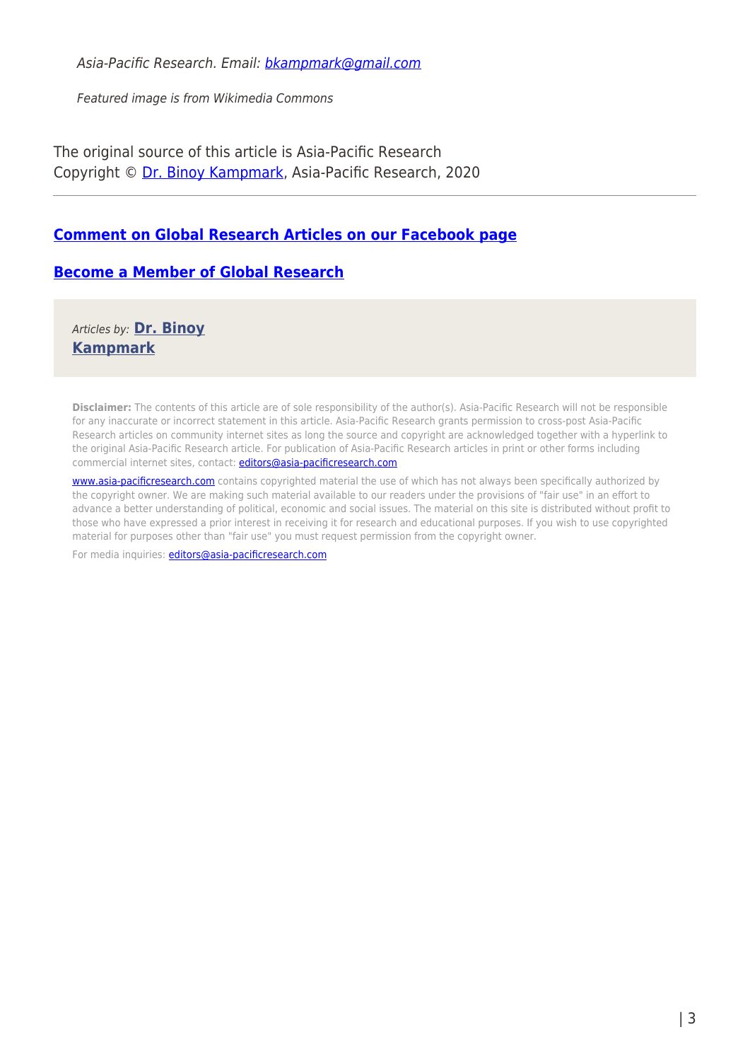*Asia-Pacific Research. Email: bkampmark@gmail.com*

*Featured image is from Wikimedia Commons*

The original source of this article is Asia-Pacific Research
Copyright © Dr. Binoy Kampmark, Asia-Pacific Research, 2020

---

**Comment on Global Research Articles on our Facebook page**

**Become a Member of Global Research**

*Articles by:* **Dr. Binoy Kampmark**

**Disclaimer:** The contents of this article are of sole responsibility of the author(s). Asia-Pacific Research will not be responsible for any inaccurate or incorrect statement in this article. Asia-Pacific Research grants permission to cross-post Asia-Pacific Research articles on community internet sites as long the source and copyright are acknowledged together with a hyperlink to the original Asia-Pacific Research article. For publication of Asia-Pacific Research articles in print or other forms including commercial internet sites, contact: editors@asia-pacificresearch.com

www.asia-pacificresearch.com contains copyrighted material the use of which has not always been specifically authorized by the copyright owner. We are making such material available to our readers under the provisions of "fair use" in an effort to advance a better understanding of political, economic and social issues. The material on this site is distributed without profit to those who have expressed a prior interest in receiving it for research and educational purposes. If you wish to use copyrighted material for purposes other than "fair use" you must request permission from the copyright owner.

For media inquiries: editors@asia-pacificresearch.com